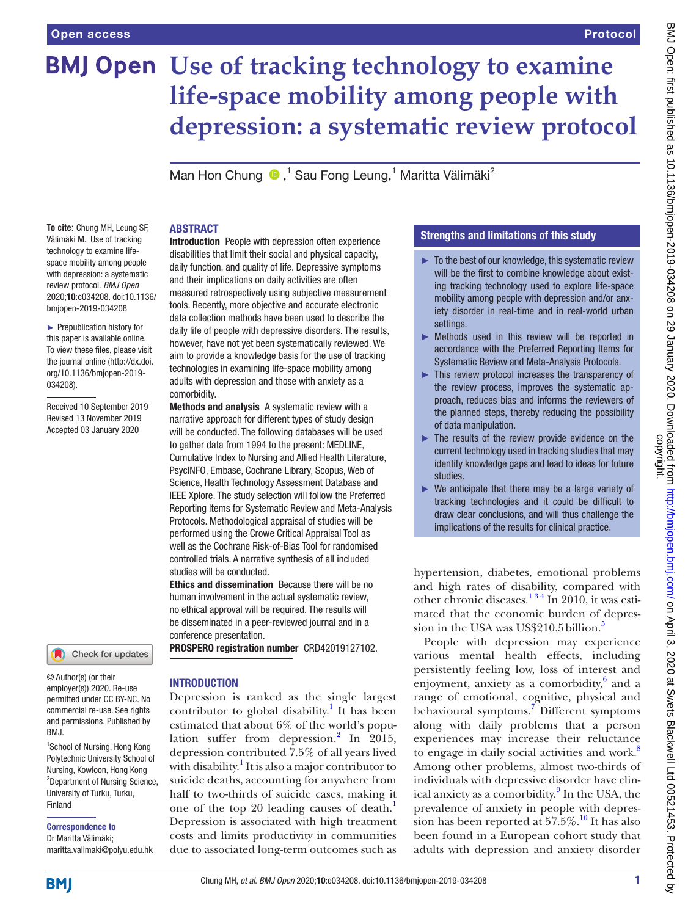Open access | Protocol

# Use of tracking technology to examine life-space mobility among people with depression: a systematic review protocol

Man Hon Chung,[1] Sau Fong Leung,[1] Maritta Välimäki[2]

**To cite:** Chung MH, Leung SF, Välimäki M. Use of tracking technology to examine life-space mobility among people with depression: a systematic review protocol. *BMJ Open* 2020;**10**:e034208. doi:10.1136/bmjopen-2019-034208

► Prepublication history for this paper is available online. To view these files, please visit the journal online (http://dx.doi.org/10.1136/bmjopen-2019-034208).

Received 10 September 2019
Revised 13 November 2019
Accepted 03 January 2020

© Author(s) (or their employer(s)) 2020. Re-use permitted under CC BY-NC. No commercial re-use. See rights and permissions. Published by BMJ.

[1]School of Nursing, Hong Kong Polytechnic University School of Nursing, Kowloon, Hong Kong
[2]Department of Nursing Science, University of Turku, Turku, Finland

**Correspondence to**
Dr Maritta Välimäki;
maritta.valimaki@polyu.edu.hk

## ABSTRACT

**Introduction** People with depression often experience disabilities that limit their social and physical capacity, daily function, and quality of life. Depressive symptoms and their implications on daily activities are often measured retrospectively using subjective measurement tools. Recently, more objective and accurate electronic data collection methods have been used to describe the daily life of people with depressive disorders. The results, however, have not yet been systematically reviewed. We aim to provide a knowledge basis for the use of tracking technologies in examining life-space mobility among adults with depression and those with anxiety as a comorbidity.

**Methods and analysis** A systematic review with a narrative approach for different types of study design will be conducted. The following databases will be used to gather data from 1994 to the present: MEDLINE, Cumulative Index to Nursing and Allied Health Literature, PsycINFO, Embase, Cochrane Library, Scopus, Web of Science, Health Technology Assessment Database and IEEE Xplore. The study selection will follow the Preferred Reporting Items for Systematic Review and Meta-Analysis Protocols. Methodological appraisal of studies will be performed using the Crowe Critical Appraisal Tool as well as the Cochrane Risk-of-Bias Tool for randomised controlled trials. A narrative synthesis of all included studies will be conducted.

**Ethics and dissemination** Because there will be no human involvement in the actual systematic review, no ethical approval will be required. The results will be disseminated in a peer-reviewed journal and in a conference presentation.

**PROSPERO registration number** CRD42019127102.

## Strengths and limitations of this study

- To the best of our knowledge, this systematic review will be the first to combine knowledge about existing tracking technology used to explore life-space mobility among people with depression and/or anxiety disorder in real-time and in real-world urban settings.
- Methods used in this review will be reported in accordance with the Preferred Reporting Items for Systematic Review and Meta-Analysis Protocols.
- This review protocol increases the transparency of the review process, improves the systematic approach, reduces bias and informs the reviewers of the planned steps, thereby reducing the possibility of data manipulation.
- The results of the review provide evidence on the current technology used in tracking studies that may identify knowledge gaps and lead to ideas for future studies.
- We anticipate that there may be a large variety of tracking technologies and it could be difficult to draw clear conclusions, and will thus challenge the implications of the results for clinical practice.

## INTRODUCTION

Depression is ranked as the single largest contributor to global disability.[1] It has been estimated that about 6% of the world's population suffer from depression.[2] In 2015, depression contributed 7.5% of all years lived with disability.[1] It is also a major contributor to suicide deaths, accounting for anywhere from half to two-thirds of suicide cases, making it one of the top 20 leading causes of death.[1] Depression is associated with high treatment costs and limits productivity in communities due to associated long-term outcomes such as hypertension, diabetes, emotional problems and high rates of disability, compared with other chronic diseases.[1,3,4] In 2010, it was estimated that the economic burden of depression in the USA was US$210.5 billion.[5]

People with depression may experience various mental health effects, including persistently feeling low, loss of interest and enjoyment, anxiety as a comorbidity,[6] and a range of emotional, cognitive, physical and behavioural symptoms.[7] Different symptoms along with daily problems that a person experiences may increase their reluctance to engage in daily social activities and work.[8] Among other problems, almost two-thirds of individuals with depressive disorder have clinical anxiety as a comorbidity.[9] In the USA, the prevalence of anxiety in people with depression has been reported at 57.5%.[10] It has also been found in a European cohort study that adults with depression and anxiety disorder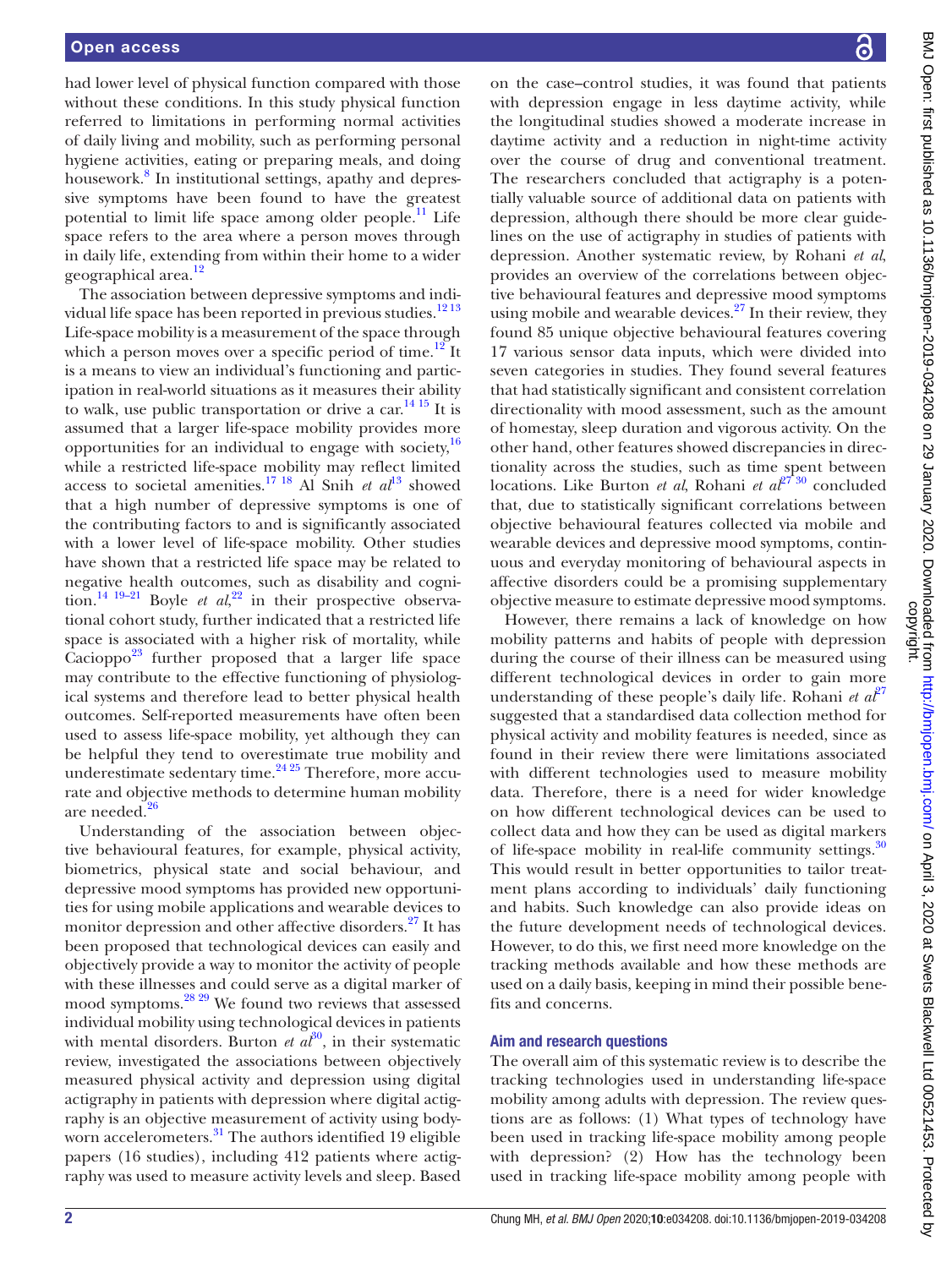had lower level of physical function compared with those without these conditions. In this study physical function referred to limitations in performing normal activities of daily living and mobility, such as performing personal hygiene activities, eating or preparing meals, and doing housework.[8] In institutional settings, apathy and depressive symptoms have been found to have the greatest potential to limit life space among older people.[11] Life space refers to the area where a person moves through in daily life, extending from within their home to a wider geographical area.[12]

The association between depressive symptoms and individual life space has been reported in previous studies.[12 13] Life-space mobility is a measurement of the space through which a person moves over a specific period of time.[12] It is a means to view an individual's functioning and participation in real-world situations as it measures their ability to walk, use public transportation or drive a car.[14 15] It is assumed that a larger life-space mobility provides more opportunities for an individual to engage with society,[16] while a restricted life-space mobility may reflect limited access to societal amenities.[17 18] Al Snih *et al*[13] showed that a high number of depressive symptoms is one of the contributing factors to and is significantly associated with a lower level of life-space mobility. Other studies have shown that a restricted life space may be related to negative health outcomes, such as disability and cognition.[14 19–21] Boyle *et al*,[22] in their prospective observational cohort study, further indicated that a restricted life space is associated with a higher risk of mortality, while Cacioppo[23] further proposed that a larger life space may contribute to the effective functioning of physiological systems and therefore lead to better physical health outcomes. Self-reported measurements have often been used to assess life-space mobility, yet although they can be helpful they tend to overestimate true mobility and underestimate sedentary time.[24 25] Therefore, more accurate and objective methods to determine human mobility are needed.[26]

Understanding of the association between objective behavioural features, for example, physical activity, biometrics, physical state and social behaviour, and depressive mood symptoms has provided new opportunities for using mobile applications and wearable devices to monitor depression and other affective disorders.[27] It has been proposed that technological devices can easily and objectively provide a way to monitor the activity of people with these illnesses and could serve as a digital marker of mood symptoms.[28 29] We found two reviews that assessed individual mobility using technological devices in patients with mental disorders. Burton *et al*[30], in their systematic review, investigated the associations between objectively measured physical activity and depression using digital actigraphy in patients with depression where digital actigraphy is an objective measurement of activity using body-worn accelerometers.[31] The authors identified 19 eligible papers (16 studies), including 412 patients where actigraphy was used to measure activity levels and sleep. Based on the case–control studies, it was found that patients with depression engage in less daytime activity, while the longitudinal studies showed a moderate increase in daytime activity and a reduction in night-time activity over the course of drug and conventional treatment. The researchers concluded that actigraphy is a potentially valuable source of additional data on patients with depression, although there should be more clear guidelines on the use of actigraphy in studies of patients with depression. Another systematic review, by Rohani *et al*, provides an overview of the correlations between objective behavioural features and depressive mood symptoms using mobile and wearable devices.[27] In their review, they found 85 unique objective behavioural features covering 17 various sensor data inputs, which were divided into seven categories in studies. They found several features that had statistically significant and consistent correlation directionality with mood assessment, such as the amount of homestay, sleep duration and vigorous activity. On the other hand, other features showed discrepancies in directionality across the studies, such as time spent between locations. Like Burton *et al*, Rohani *et al*[27 30] concluded that, due to statistically significant correlations between objective behavioural features collected via mobile and wearable devices and depressive mood symptoms, continuous and everyday monitoring of behavioural aspects in affective disorders could be a promising supplementary objective measure to estimate depressive mood symptoms.

However, there remains a lack of knowledge on how mobility patterns and habits of people with depression during the course of their illness can be measured using different technological devices in order to gain more understanding of these people's daily life. Rohani *et al*[27] suggested that a standardised data collection method for physical activity and mobility features is needed, since as found in their review there were limitations associated with different technologies used to measure mobility data. Therefore, there is a need for wider knowledge on how different technological devices can be used to collect data and how they can be used as digital markers of life-space mobility in real-life community settings.[30] This would result in better opportunities to tailor treatment plans according to individuals' daily functioning and habits. Such knowledge can also provide ideas on the future development needs of technological devices. However, to do this, we first need more knowledge on the tracking methods available and how these methods are used on a daily basis, keeping in mind their possible benefits and concerns.

## Aim and research questions

The overall aim of this systematic review is to describe the tracking technologies used in understanding life-space mobility among adults with depression. The review questions are as follows: (1) What types of technology have been used in tracking life-space mobility among people with depression? (2) How has the technology been used in tracking life-space mobility among people with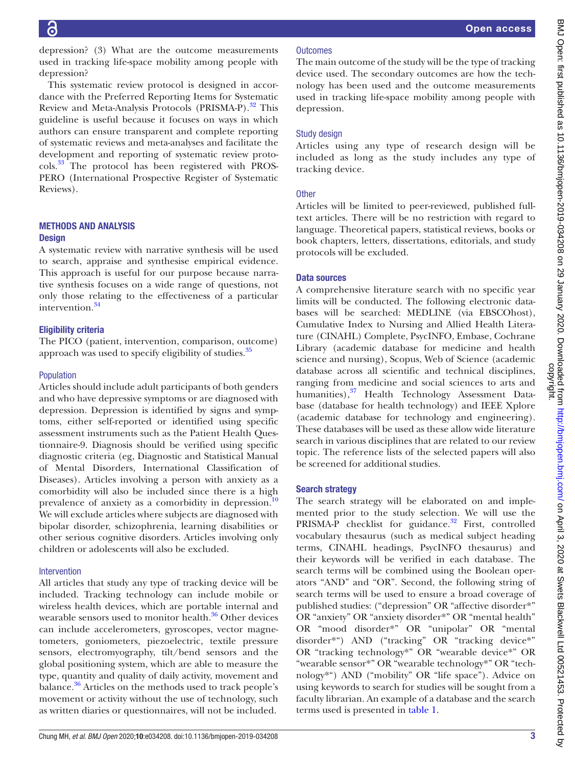depression? (3) What are the outcome measurements used in tracking life-space mobility among people with depression?

This systematic review protocol is designed in accordance with the Preferred Reporting Items for Systematic Review and Meta-Analysis Protocols (PRISMA-P).[32] This guideline is useful because it focuses on ways in which authors can ensure transparent and complete reporting of systematic reviews and meta-analyses and facilitate the development and reporting of systematic review protocols.[33] The protocol has been registered with PROSPERO (International Prospective Register of Systematic Reviews).

## METHODS AND ANALYSIS

### Design

A systematic review with narrative synthesis will be used to search, appraise and synthesise empirical evidence. This approach is useful for our purpose because narrative synthesis focuses on a wide range of questions, not only those relating to the effectiveness of a particular intervention.[34]

### Eligibility criteria

The PICO (patient, intervention, comparison, outcome) approach was used to specify eligibility of studies.[35]

#### Population

Articles should include adult participants of both genders and who have depressive symptoms or are diagnosed with depression. Depression is identified by signs and symptoms, either self-reported or identified using specific assessment instruments such as the Patient Health Questionnaire-9. Diagnosis should be verified using specific diagnostic criteria (eg, Diagnostic and Statistical Manual of Mental Disorders, International Classification of Diseases). Articles involving a person with anxiety as a comorbidity will also be included since there is a high prevalence of anxiety as a comorbidity in depression.[10] We will exclude articles where subjects are diagnosed with bipolar disorder, schizophrenia, learning disabilities or other serious cognitive disorders. Articles involving only children or adolescents will also be excluded.

#### Intervention

All articles that study any type of tracking device will be included. Tracking technology can include mobile or wireless health devices, which are portable internal and wearable sensors used to monitor health.[36] Other devices can include accelerometers, gyroscopes, vector magnetometers, goniometers, piezoelectric, textile pressure sensors, electromyography, tilt/bend sensors and the global positioning system, which are able to measure the type, quantity and quality of daily activity, movement and balance.[36] Articles on the methods used to track people's movement or activity without the use of technology, such as written diaries or questionnaires, will not be included.

#### Outcomes

The main outcome of the study will be the type of tracking device used. The secondary outcomes are how the technology has been used and the outcome measurements used in tracking life-space mobility among people with depression.

#### Study design

Articles using any type of research design will be included as long as the study includes any type of tracking device.

#### Other

Articles will be limited to peer-reviewed, published full-text articles. There will be no restriction with regard to language. Theoretical papers, statistical reviews, books or book chapters, letters, dissertations, editorials, and study protocols will be excluded.

### Data sources

A comprehensive literature search with no specific year limits will be conducted. The following electronic databases will be searched: MEDLINE (via EBSCOhost), Cumulative Index to Nursing and Allied Health Literature (CINAHL) Complete, PsycINFO, Embase, Cochrane Library (academic database for medicine and health science and nursing), Scopus, Web of Science (academic database across all scientific and technical disciplines, ranging from medicine and social sciences to arts and humanities),[37] Health Technology Assessment Database (database for health technology) and IEEE Xplore (academic database for technology and engineering). These databases will be used as these allow wide literature search in various disciplines that are related to our review topic. The reference lists of the selected papers will also be screened for additional studies.

### Search strategy

The search strategy will be elaborated on and implemented prior to the study selection. We will use the PRISMA-P checklist for guidance.[32] First, controlled vocabulary thesaurus (such as medical subject heading terms, CINAHL headings, PsycINFO thesaurus) and their keywords will be verified in each database. The search terms will be combined using the Boolean operators "AND" and "OR". Second, the following string of search terms will be used to ensure a broad coverage of published studies: ("depression" OR "affective disorder*" OR "anxiety" OR "anxiety disorder*" OR "mental health" OR "mood disorder*" OR "unipolar" OR "mental disorder*") AND ("tracking" OR "tracking device*" OR "tracking technology*" OR "wearable device*" OR "wearable sensor*" OR "wearable technology*" OR "technology*") AND ("mobility" OR "life space"). Advice on using keywords to search for studies will be sought from a faculty librarian. An example of a database and the search terms used is presented in table 1.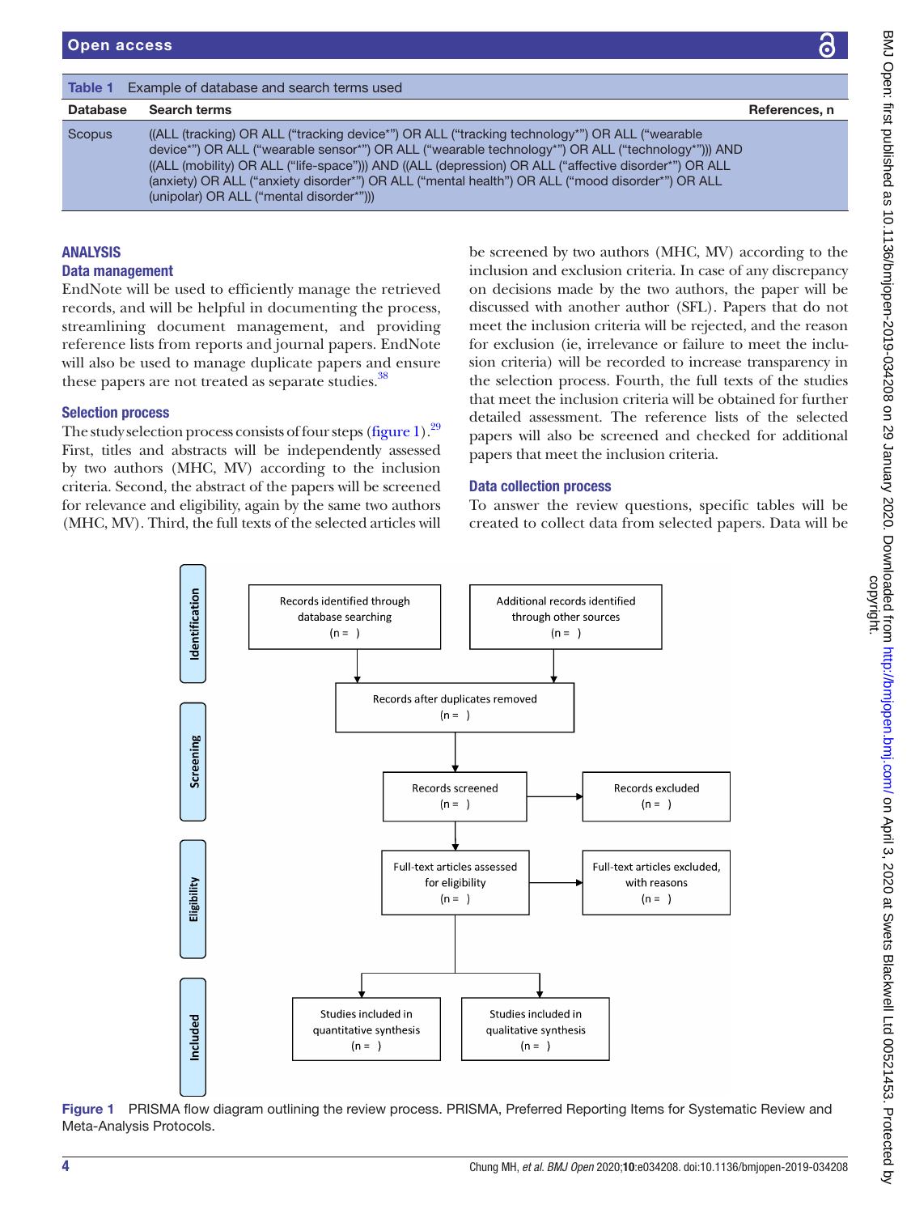Table 1 Example of database and search terms used

| Database | Search terms | References, n |
|---|---|---|
| Scopus | ((ALL (tracking) OR ALL ("tracking device*") OR ALL ("tracking technology*") OR ALL ("wearable device*") OR ALL ("wearable sensor*") OR ALL ("wearable technology*") OR ALL ("technology*"))) AND ((ALL (mobility) OR ALL ("life-space"))) AND ((ALL (depression) OR ALL ("affective disorder*") OR ALL (anxiety) OR ALL ("anxiety disorder*") OR ALL ("mental health") OR ALL ("mood disorder*") OR ALL (unipolar) OR ALL ("mental disorder*"))) | |

## ANALYSIS

### Data management

EndNote will be used to efficiently manage the retrieved records, and will be helpful in documenting the process, streamlining document management, and providing reference lists from reports and journal papers. EndNote will also be used to manage duplicate papers and ensure these papers are not treated as separate studies.[38]

### Selection process

The study selection process consists of four steps (figure 1).[29] First, titles and abstracts will be independently assessed by two authors (MHC, MV) according to the inclusion criteria. Second, the abstract of the papers will be screened for relevance and eligibility, again by the same two authors (MHC, MV). Third, the full texts of the selected articles will be screened by two authors (MHC, MV) according to the inclusion and exclusion criteria. In case of any discrepancy on decisions made by the two authors, the paper will be discussed with another author (SFL). Papers that do not meet the inclusion criteria will be rejected, and the reason for exclusion (ie, irrelevance or failure to meet the inclusion criteria) will be recorded to increase transparency in the selection process. Fourth, the full texts of the studies that meet the inclusion criteria will be obtained for further detailed assessment. The reference lists of the selected papers will also be screened and checked for additional papers that meet the inclusion criteria.

### Data collection process

To answer the review questions, specific tables will be created to collect data from selected papers. Data will be

Identification

Records identified through database searching (n = )

Additional records identified through other sources (n = )

Records after duplicates removed (n = )

Screening

Records screened (n = )

Records excluded (n = )

Eligibility

Full-text articles assessed for eligibility (n = )

Full-text articles excluded, with reasons (n = )

Included

Studies included in quantitative synthesis (n = )

Studies included in qualitative synthesis (n = )

Figure 1 PRISMA flow diagram outlining the review process. PRISMA, Preferred Reporting Items for Systematic Review and Meta-Analysis Protocols.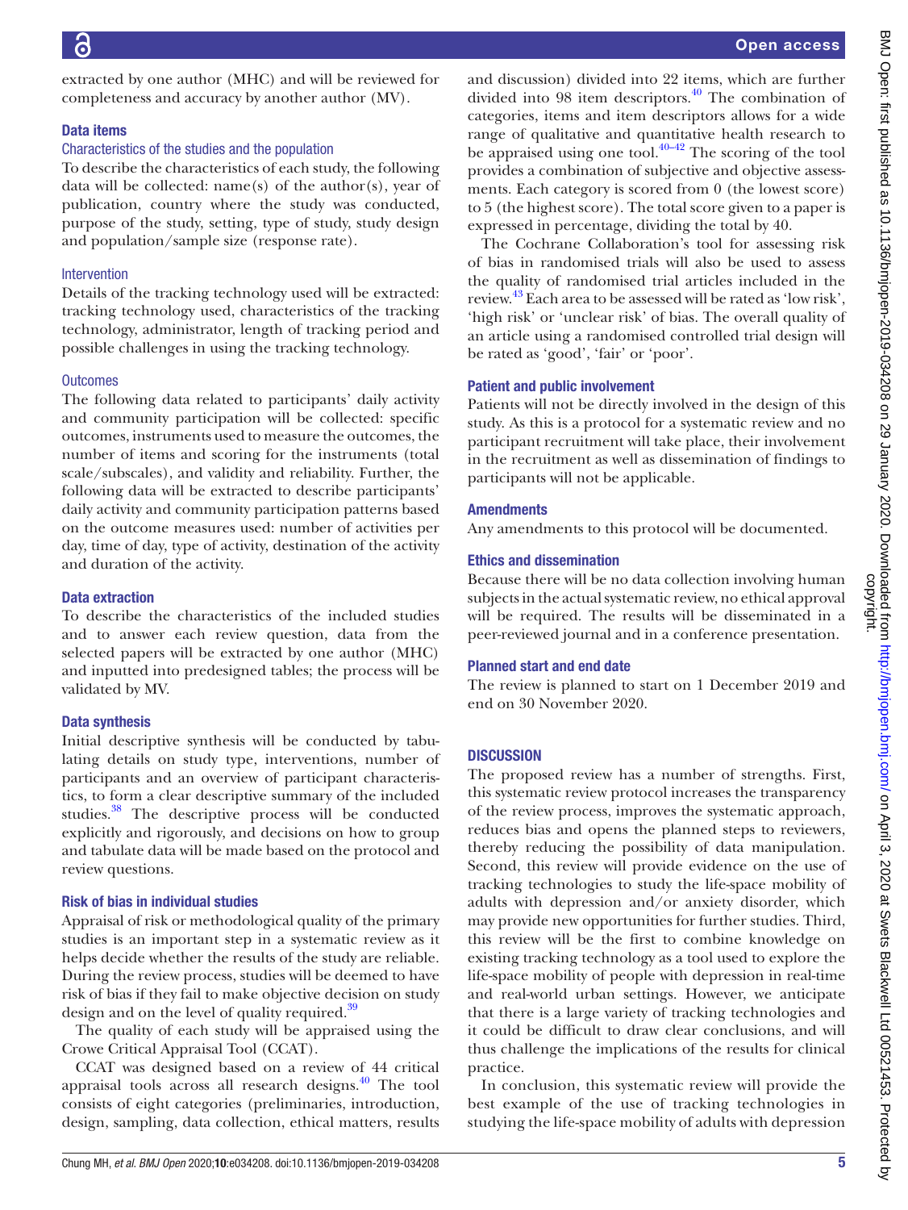extracted by one author (MHC) and will be reviewed for completeness and accuracy by another author (MV).

### Data items

#### Characteristics of the studies and the population

To describe the characteristics of each study, the following data will be collected: name(s) of the author(s), year of publication, country where the study was conducted, purpose of the study, setting, type of study, study design and population/sample size (response rate).

#### Intervention

Details of the tracking technology used will be extracted: tracking technology used, characteristics of the tracking technology, administrator, length of tracking period and possible challenges in using the tracking technology.

#### Outcomes

The following data related to participants' daily activity and community participation will be collected: specific outcomes, instruments used to measure the outcomes, the number of items and scoring for the instruments (total scale/subscales), and validity and reliability. Further, the following data will be extracted to describe participants' daily activity and community participation patterns based on the outcome measures used: number of activities per day, time of day, type of activity, destination of the activity and duration of the activity.

### Data extraction

To describe the characteristics of the included studies and to answer each review question, data from the selected papers will be extracted by one author (MHC) and inputted into predesigned tables; the process will be validated by MV.

### Data synthesis

Initial descriptive synthesis will be conducted by tabulating details on study type, interventions, number of participants and an overview of participant characteristics, to form a clear descriptive summary of the included studies.[38] The descriptive process will be conducted explicitly and rigorously, and decisions on how to group and tabulate data will be made based on the protocol and review questions.

### Risk of bias in individual studies

Appraisal of risk or methodological quality of the primary studies is an important step in a systematic review as it helps decide whether the results of the study are reliable. During the review process, studies will be deemed to have risk of bias if they fail to make objective decision on study design and on the level of quality required.[39]

The quality of each study will be appraised using the Crowe Critical Appraisal Tool (CCAT).

CCAT was designed based on a review of 44 critical appraisal tools across all research designs.[40] The tool consists of eight categories (preliminaries, introduction, design, sampling, data collection, ethical matters, results and discussion) divided into 22 items, which are further divided into 98 item descriptors.[40] The combination of categories, items and item descriptors allows for a wide range of qualitative and quantitative health research to be appraised using one tool.[40–42] The scoring of the tool provides a combination of subjective and objective assessments. Each category is scored from 0 (the lowest score) to 5 (the highest score). The total score given to a paper is expressed in percentage, dividing the total by 40.

The Cochrane Collaboration's tool for assessing risk of bias in randomised trials will also be used to assess the quality of randomised trial articles included in the review.[43] Each area to be assessed will be rated as 'low risk', 'high risk' or 'unclear risk' of bias. The overall quality of an article using a randomised controlled trial design will be rated as 'good', 'fair' or 'poor'.

### Patient and public involvement

Patients will not be directly involved in the design of this study. As this is a protocol for a systematic review and no participant recruitment will take place, their involvement in the recruitment as well as dissemination of findings to participants will not be applicable.

### Amendments

Any amendments to this protocol will be documented.

### Ethics and dissemination

Because there will be no data collection involving human subjects in the actual systematic review, no ethical approval will be required. The results will be disseminated in a peer-reviewed journal and in a conference presentation.

### Planned start and end date

The review is planned to start on 1 December 2019 and end on 30 November 2020.

## DISCUSSION

The proposed review has a number of strengths. First, this systematic review protocol increases the transparency of the review process, improves the systematic approach, reduces bias and opens the planned steps to reviewers, thereby reducing the possibility of data manipulation. Second, this review will provide evidence on the use of tracking technologies to study the life-space mobility of adults with depression and/or anxiety disorder, which may provide new opportunities for further studies. Third, this review will be the first to combine knowledge on existing tracking technology as a tool used to explore the life-space mobility of people with depression in real-time and real-world urban settings. However, we anticipate that there is a large variety of tracking technologies and it could be difficult to draw clear conclusions, and will thus challenge the implications of the results for clinical practice.

In conclusion, this systematic review will provide the best example of the use of tracking technologies in studying the life-space mobility of adults with depression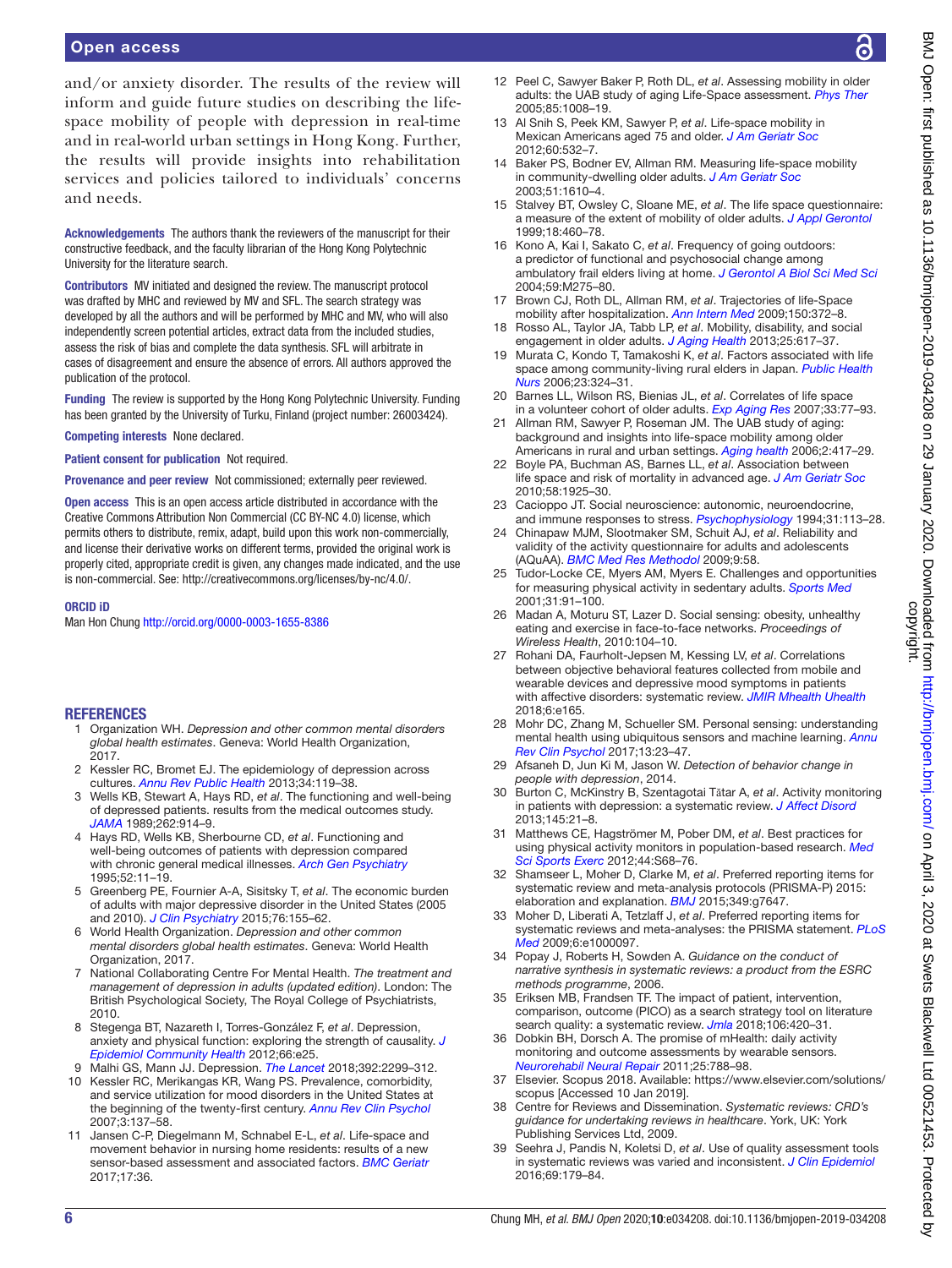and/or anxiety disorder. The results of the review will inform and guide future studies on describing the life-space mobility of people with depression in real-time and in real-world urban settings in Hong Kong. Further, the results will provide insights into rehabilitation services and policies tailored to individuals' concerns and needs.

**Acknowledgements** The authors thank the reviewers of the manuscript for their constructive feedback, and the faculty librarian of the Hong Kong Polytechnic University for the literature search.

**Contributors** MV initiated and designed the review. The manuscript protocol was drafted by MHC and reviewed by MV and SFL. The search strategy was developed by all the authors and will be performed by MHC and MV, who will also independently screen potential articles, extract data from the included studies, assess the risk of bias and complete the data synthesis. SFL will arbitrate in cases of disagreement and ensure the absence of errors. All authors approved the publication of the protocol.

**Funding** The review is supported by the Hong Kong Polytechnic University. Funding has been granted by the University of Turku, Finland (project number: 26003424).

**Competing interests** None declared.

**Patient consent for publication** Not required.

**Provenance and peer review** Not commissioned; externally peer reviewed.

**Open access** This is an open access article distributed in accordance with the Creative Commons Attribution Non Commercial (CC BY-NC 4.0) license, which permits others to distribute, remix, adapt, build upon this work non-commercially, and license their derivative works on different terms, provided the original work is properly cited, appropriate credit is given, any changes made indicated, and the use is non-commercial. See: http://creativecommons.org/licenses/by-nc/4.0/.

**ORCID iD**

Man Hon Chung http://orcid.org/0000-0003-1655-8386

## REFERENCES

1. Organization WH. *Depression and other common mental disorders global health estimates*. Geneva: World Health Organization, 2017.
2. Kessler RC, Bromet EJ. The epidemiology of depression across cultures. *Annu Rev Public Health* 2013;34:119–38.
3. Wells KB, Stewart A, Hays RD, *et al*. The functioning and well-being of depressed patients. results from the medical outcomes study. *JAMA* 1989;262:914–9.
4. Hays RD, Wells KB, Sherbourne CD, *et al*. Functioning and well-being outcomes of patients with depression compared with chronic general medical illnesses. *Arch Gen Psychiatry* 1995;52:11–19.
5. Greenberg PE, Fournier A-A, Sisitsky T, *et al*. The economic burden of adults with major depressive disorder in the United States (2005 and 2010). *J Clin Psychiatry* 2015;76:155–62.
6. World Health Organization. *Depression and other common mental disorders global health estimates*. Geneva: World Health Organization, 2017.
7. National Collaborating Centre For Mental Health. *The treatment and management of depression in adults (updated edition)*. London: The British Psychological Society, The Royal College of Psychiatrists, 2010.
8. Stegenga BT, Nazareth I, Torres-González F, *et al*. Depression, anxiety and physical function: exploring the strength of causality. *J Epidemiol Community Health* 2012;66:e25.
9. Malhi GS, Mann JJ. Depression. *The Lancet* 2018;392:2299–312.
10. Kessler RC, Merikangas KR, Wang PS. Prevalence, comorbidity, and service utilization for mood disorders in the United States at the beginning of the twenty-first century. *Annu Rev Clin Psychol* 2007;3:137–58.
11. Jansen C-P, Diegelmann M, Schnabel E-L, *et al*. Life-space and movement behavior in nursing home residents: results of a new sensor-based assessment and associated factors. *BMC Geriatr* 2017;17:36.
12. Peel C, Sawyer Baker P, Roth DL, *et al*. Assessing mobility in older adults: the UAB study of aging Life-Space assessment. *Phys Ther* 2005;85:1008–19.
13. Al Snih S, Peek KM, Sawyer P, *et al*. Life-space mobility in Mexican Americans aged 75 and older. *J Am Geriatr Soc* 2012;60:532–7.
14. Baker PS, Bodner EV, Allman RM. Measuring life-space mobility in community-dwelling older adults. *J Am Geriatr Soc* 2003;51:1610–4.
15. Stalvey BT, Owsley C, Sloane ME, *et al*. The life space questionnaire: a measure of the extent of mobility of older adults. *J Appl Gerontol* 1999;18:460–78.
16. Kono A, Kai I, Sakato C, *et al*. Frequency of going outdoors: a predictor of functional and psychosocial change among ambulatory frail elders living at home. *J Gerontol A Biol Sci Med Sci* 2004;59:M275–80.
17. Brown CJ, Roth DL, Allman RM, *et al*. Trajectories of life-Space mobility after hospitalization. *Ann Intern Med* 2009;150:372–8.
18. Rosso AL, Taylor JA, Tabb LP, *et al*. Mobility, disability, and social engagement in older adults. *J Aging Health* 2013;25:617–37.
19. Murata C, Kondo T, Tamakoshi K, *et al*. Factors associated with life space among community-living rural elders in Japan. *Public Health Nurs* 2006;23:324–31.
20. Barnes LL, Wilson RS, Bienias JL, *et al*. Correlates of life space in a volunteer cohort of older adults. *Exp Aging Res* 2007;33:77–93.
21. Allman RM, Sawyer P, Roseman JM. The UAB study of aging: background and insights into life-space mobility among older Americans in rural and urban settings. *Aging health* 2006;2:417–29.
22. Boyle PA, Buchman AS, Barnes LL, *et al*. Association between life space and risk of mortality in advanced age. *J Am Geriatr Soc* 2010;58:1925–30.
23. Cacioppo JT. Social neuroscience: autonomic, neuroendocrine, and immune responses to stress. *Psychophysiology* 1994;31:113–28.
24. Chinapaw MJM, Slootmaker SM, Schuit AJ, *et al*. Reliability and validity of the activity questionnaire for adults and adolescents (AQuAA). *BMC Med Res Methodol* 2009;9:58.
25. Tudor-Locke CE, Myers AM, Myers E. Challenges and opportunities for measuring physical activity in sedentary adults. *Sports Med* 2001;31:91–100.
26. Madan A, Moturu ST, Lazer D. Social sensing: obesity, unhealthy eating and exercise in face-to-face networks. *Proceedings of Wireless Health*, 2010:104–10.
27. Rohani DA, Faurholt-Jepsen M, Kessing LV, *et al*. Correlations between objective behavioral features collected from mobile and wearable devices and depressive mood symptoms in patients with affective disorders: systematic review. *JMIR Mhealth Uhealth* 2018;6:e165.
28. Mohr DC, Zhang M, Schueller SM. Personal sensing: understanding mental health using ubiquitous sensors and machine learning. *Annu Rev Clin Psychol* 2017;13:23–47.
29. Afsaneh D, Jun Ki M, Jason W. *Detection of behavior change in people with depression*, 2014.
30. Burton C, McKinstry B, Szentagotai Tătar A, *et al*. Activity monitoring in patients with depression: a systematic review. *J Affect Disord* 2013;145:21–8.
31. Matthews CE, Hagströmer M, Pober DM, *et al*. Best practices for using physical activity monitors in population-based research. *Med Sci Sports Exerc* 2012;44:S68–76.
32. Shamseer L, Moher D, Clarke M, *et al*. Preferred reporting items for systematic review and meta-analysis protocols (PRISMA-P) 2015: elaboration and explanation. *BMJ* 2015;349:g7647.
33. Moher D, Liberati A, Tetzlaff J, *et al*. Preferred reporting items for systematic reviews and meta-analyses: the PRISMA statement. *PLoS Med* 2009;6:e1000097.
34. Popay J, Roberts H, Sowden A. *Guidance on the conduct of narrative synthesis in systematic reviews: a product from the ESRC methods programme*, 2006.
35. Eriksen MB, Frandsen TF. The impact of patient, intervention, comparison, outcome (PICO) as a search strategy tool on literature search quality: a systematic review. *Jmla* 2018;106:420–31.
36. Dobkin BH, Dorsch A. The promise of mHealth: daily activity monitoring and outcome assessments by wearable sensors. *Neurorehabil Neural Repair* 2011;25:788–98.
37. Elsevier. Scopus 2018. Available: https://www.elsevier.com/solutions/scopus [Accessed 10 Jan 2019].
38. Centre for Reviews and Dissemination. *Systematic reviews: CRD's guidance for undertaking reviews in healthcare*. York, UK: York Publishing Services Ltd, 2009.
39. Seehra J, Pandis N, Koletsi D, *et al*. Use of quality assessment tools in systematic reviews was varied and inconsistent. *J Clin Epidemiol* 2016;69:179–84.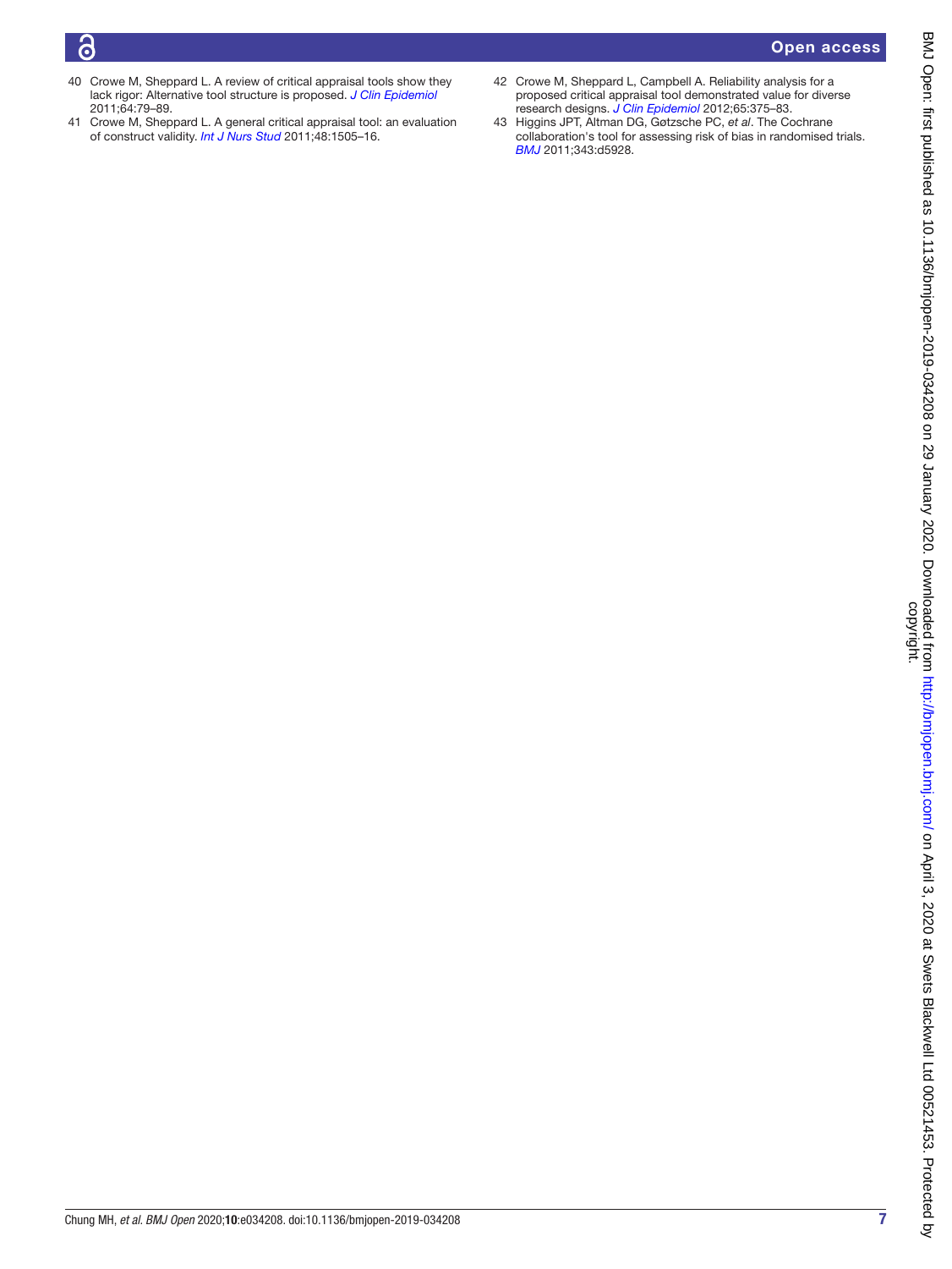40. Crowe M, Sheppard L. A review of critical appraisal tools show they lack rigor: Alternative tool structure is proposed. *J Clin Epidemiol* 2011;64:79–89.
41. Crowe M, Sheppard L. A general critical appraisal tool: an evaluation of construct validity. *Int J Nurs Stud* 2011;48:1505–16.
42. Crowe M, Sheppard L, Campbell A. Reliability analysis for a proposed critical appraisal tool demonstrated value for diverse research designs. *J Clin Epidemiol* 2012;65:375–83.
43. Higgins JPT, Altman DG, Gøtzsche PC, *et al*. The Cochrane collaboration's tool for assessing risk of bias in randomised trials. *BMJ* 2011;343:d5928.